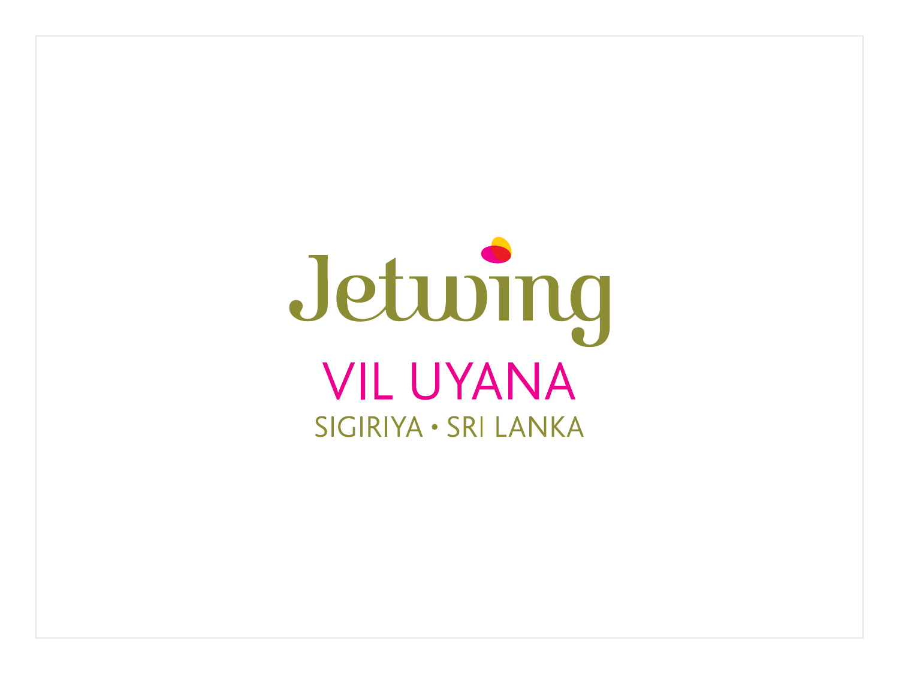# Jetwing

## VIL UYANA

SIGIRIYA • SRI LANKA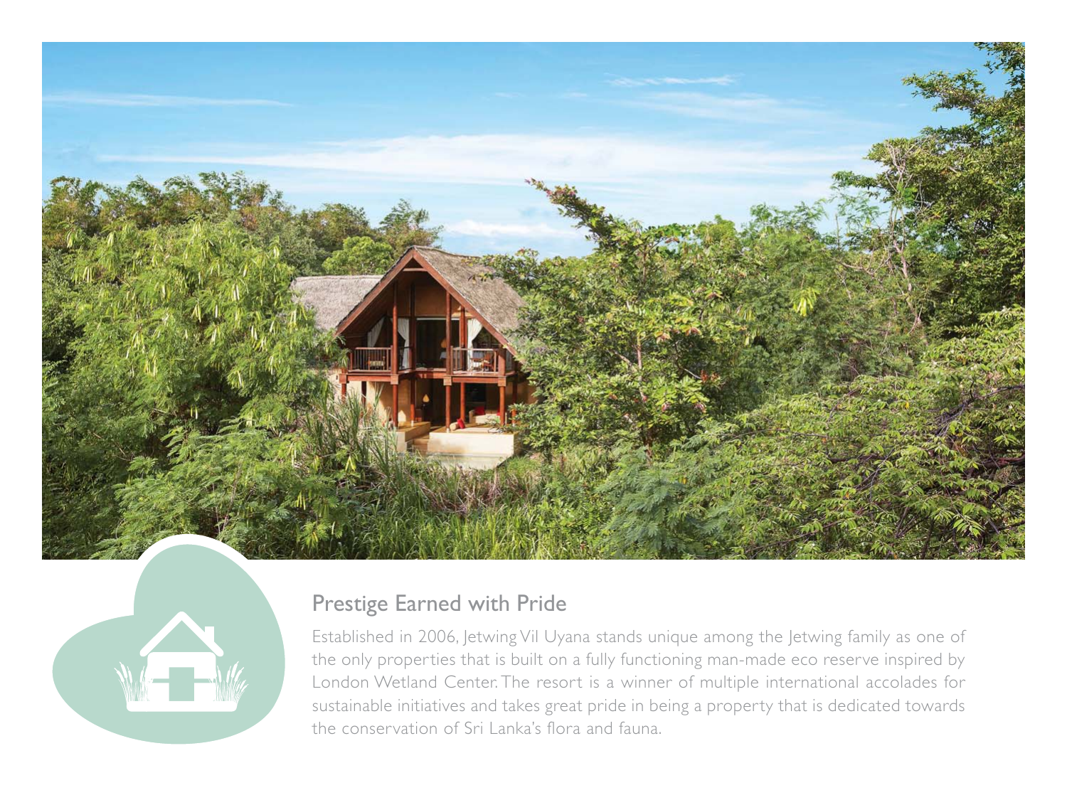## Prestige Earned with Pride

Established in 2006, Jetwing Vil Uyana stands unique among the Jetwing family as one of the only properties that is built on a fully functioning man-made eco reserve inspired by London Wetland Center. The resort is a winner of multiple international accolades for sustainable initiatives and takes great pride in being a property that is dedicated towards the conservation of Sri Lanka's flora and fauna.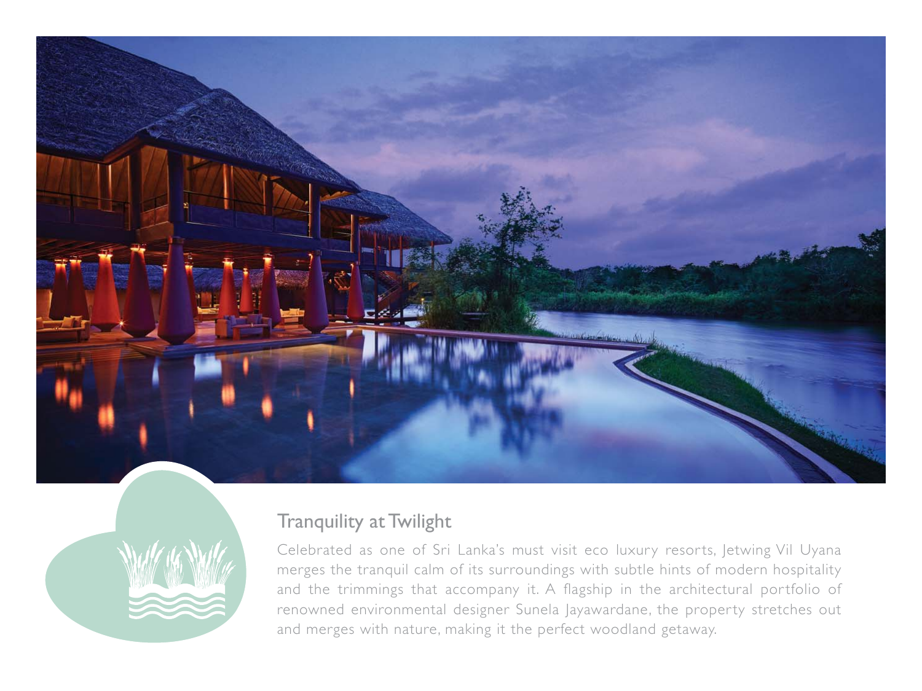## Tranquility at Twilight

Celebrated as one of Sri Lanka's must visit eco luxury resorts, Jetwing Vil Uyana merges the tranquil calm of its surroundings with subtle hints of modern hospitality and the trimmings that accompany it. A flagship in the architectural portfolio of renowned environmental designer Sunela Jayawardane, the property stretches out and merges with nature, making it the perfect woodland getaway.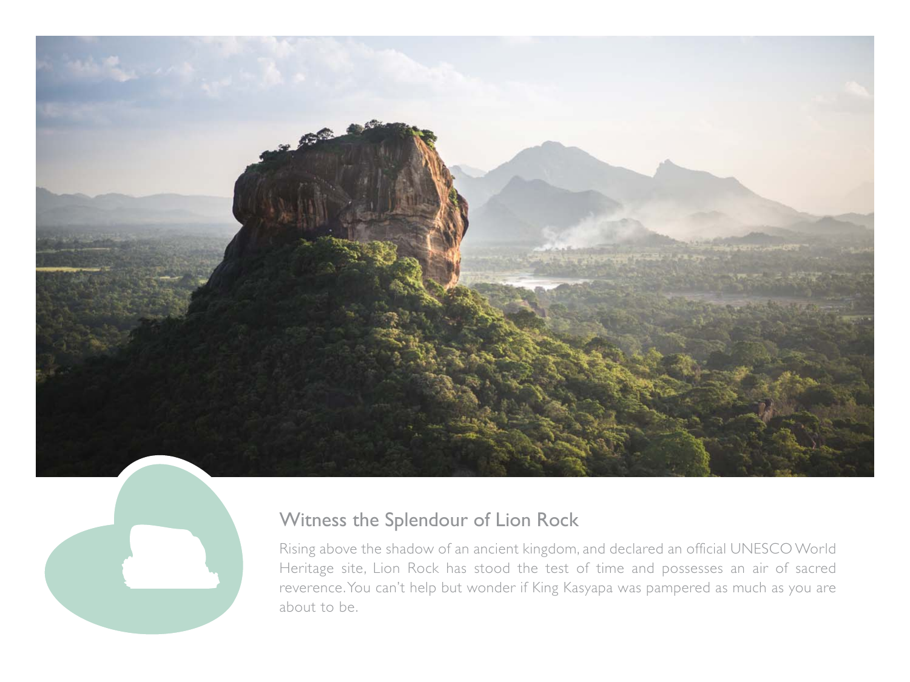## Witness the Splendour of Lion Rock

Rising above the shadow of an ancient kingdom, and declared an official UNESCO World Heritage site, Lion Rock has stood the test of time and possesses an air of sacred reverence. You can't help but wonder if King Kasyapa was pampered as much as you are about to be.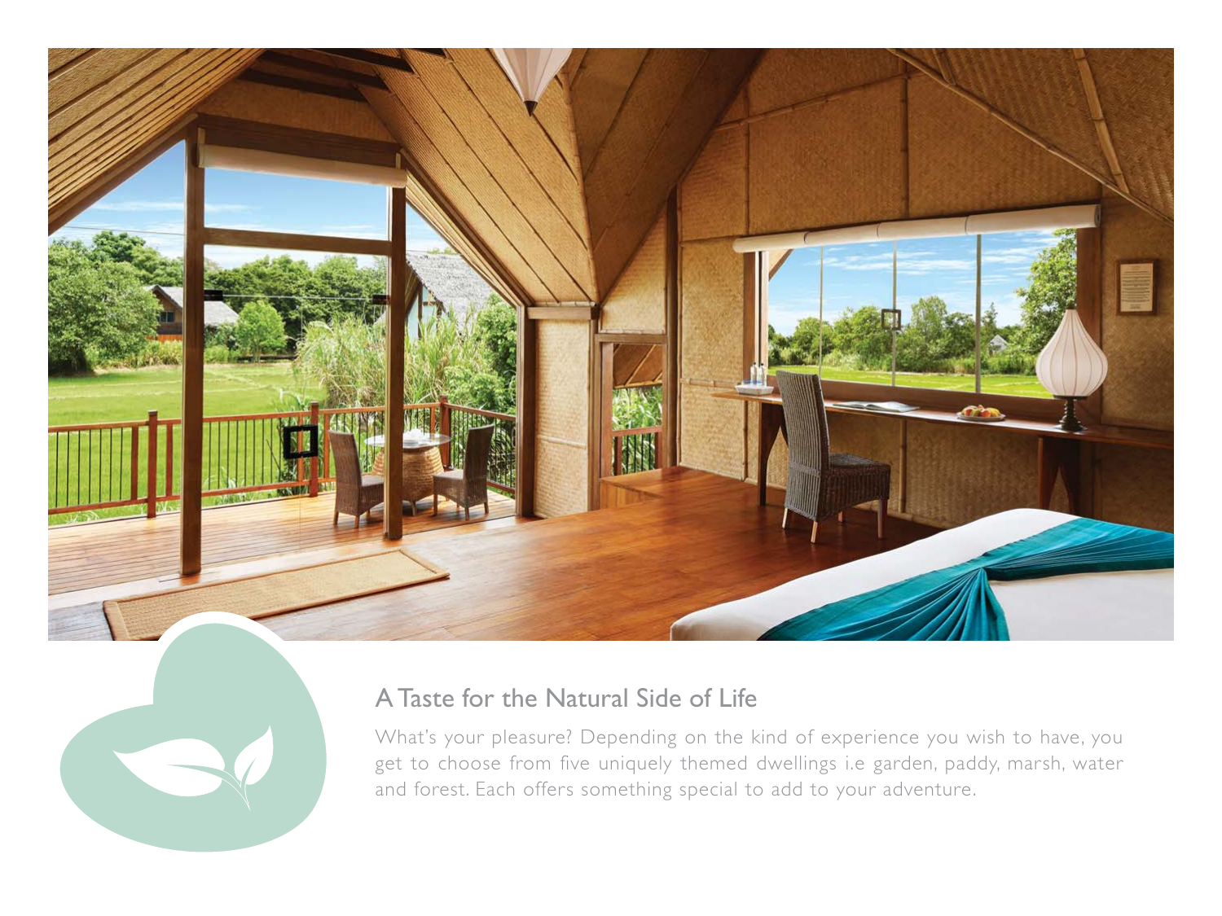## A Taste for the Natural Side of Life

What's your pleasure? Depending on the kind of experience you wish to have, you get to choose from five uniquely themed dwellings i.e garden, paddy, marsh, water and forest. Each offers something special to add to your adventure.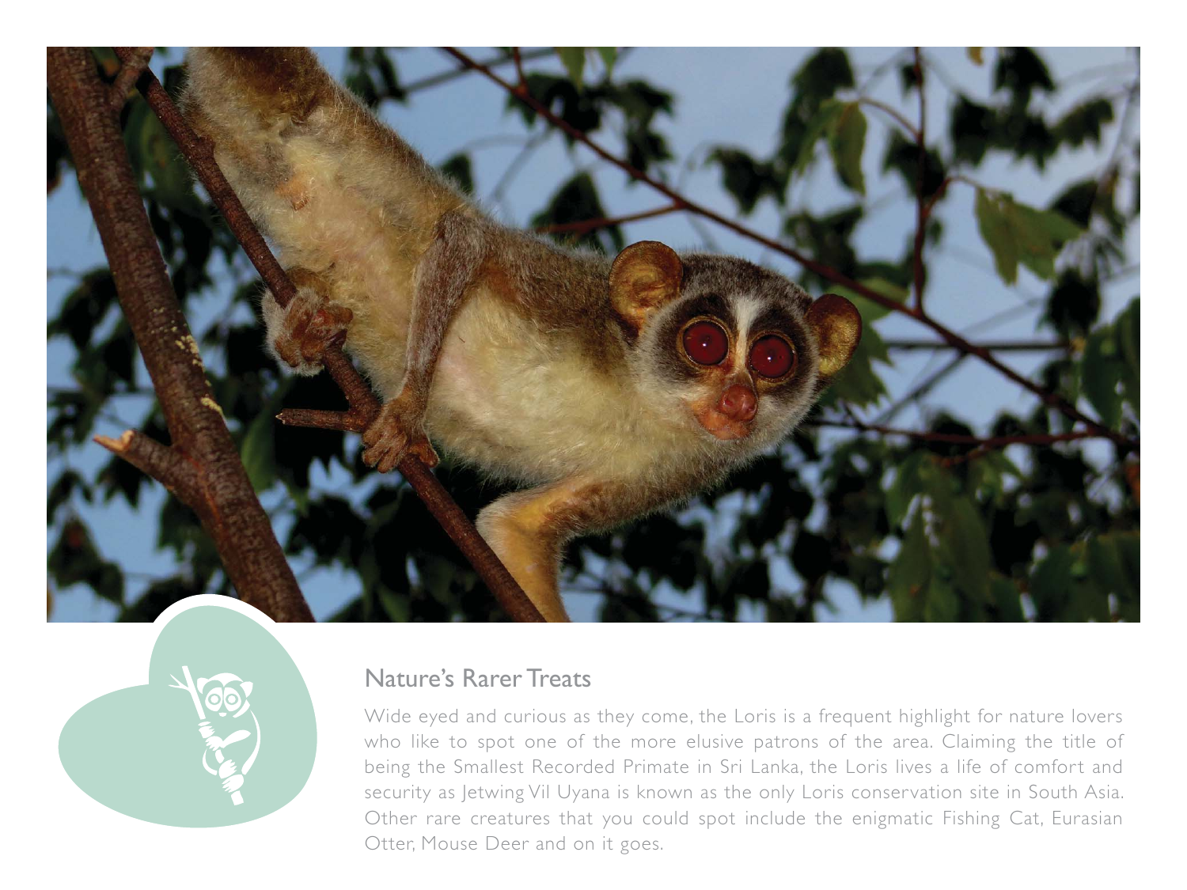## Nature's Rarer Treats

Wide eyed and curious as they come, the Loris is a frequent highlight for nature lovers who like to spot one of the more elusive patrons of the area. Claiming the title of being the Smallest Recorded Primate in Sri Lanka, the Loris lives a life of comfort and security as Jetwing Vil Uyana is known as the only Loris conservation site in South Asia. Other rare creatures that you could spot include the enigmatic Fishing Cat, Eurasian Otter, Mouse Deer and on it goes.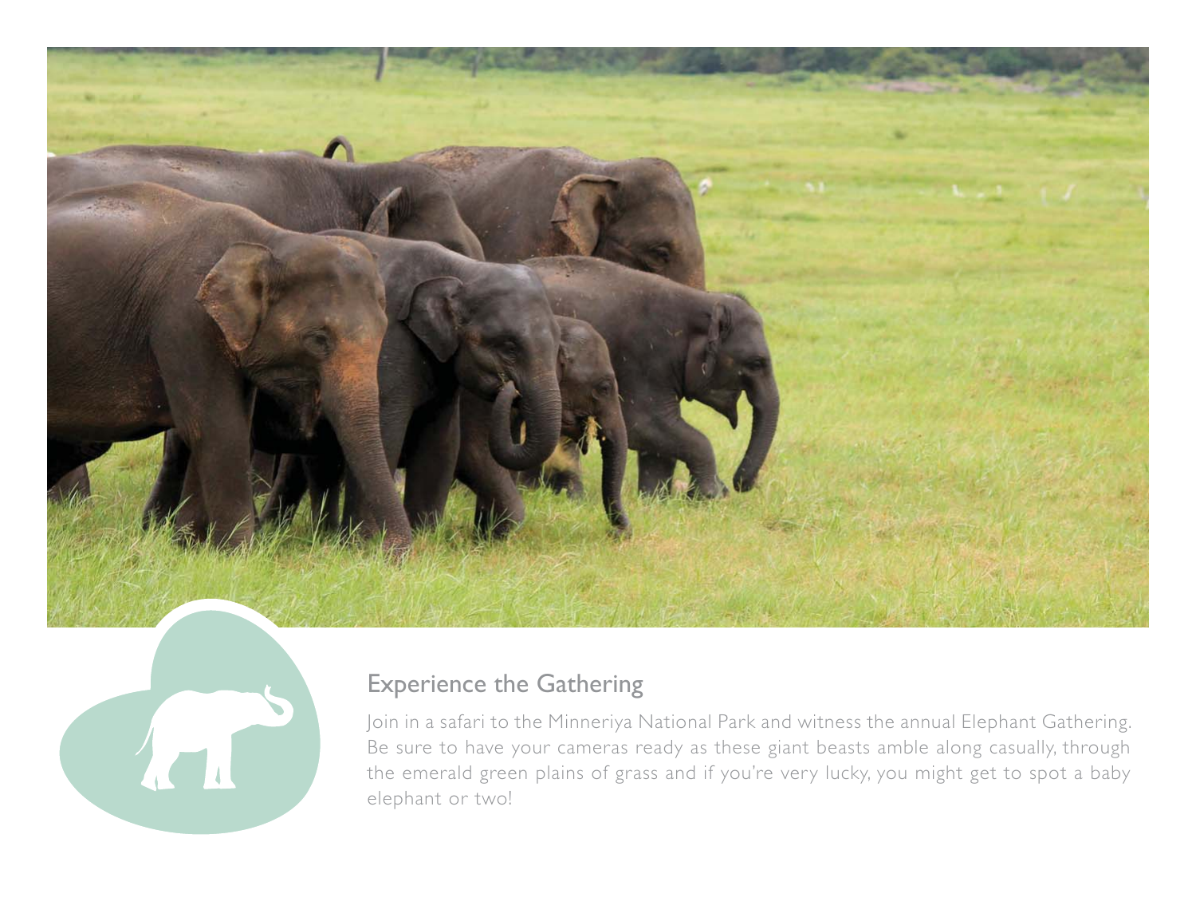## Experience the Gathering

Join in a safari to the Minneriya National Park and witness the annual Elephant Gathering. Be sure to have your cameras ready as these giant beasts amble along casually, through the emerald green plains of grass and if you're very lucky, you might get to spot a baby elephant or two!